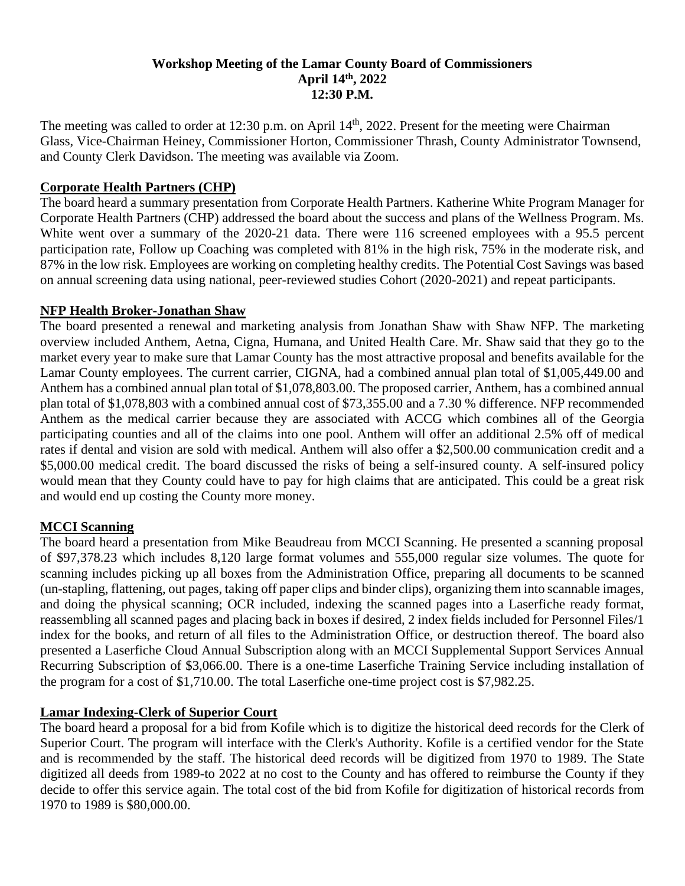**Workshop Meeting of the Lamar County Board of Commissioners**
**April 14th, 2022**
**12:30 P.M.**

The meeting was called to order at 12:30 p.m. on April 14th, 2022. Present for the meeting were Chairman Glass, Vice-Chairman Heiney, Commissioner Horton, Commissioner Thrash, County Administrator Townsend, and County Clerk Davidson. The meeting was available via Zoom.

## Corporate Health Partners (CHP)

The board heard a summary presentation from Corporate Health Partners. Katherine White Program Manager for Corporate Health Partners (CHP) addressed the board about the success and plans of the Wellness Program. Ms. White went over a summary of the 2020-21 data. There were 116 screened employees with a 95.5 percent participation rate, Follow up Coaching was completed with 81% in the high risk, 75% in the moderate risk, and 87% in the low risk. Employees are working on completing healthy credits. The Potential Cost Savings was based on annual screening data using national, peer-reviewed studies Cohort (2020-2021) and repeat participants.

## NFP Health Broker-Jonathan Shaw

The board presented a renewal and marketing analysis from Jonathan Shaw with Shaw NFP. The marketing overview included Anthem, Aetna, Cigna, Humana, and United Health Care. Mr. Shaw said that they go to the market every year to make sure that Lamar County has the most attractive proposal and benefits available for the Lamar County employees. The current carrier, CIGNA, had a combined annual plan total of $1,005,449.00 and Anthem has a combined annual plan total of $1,078,803.00. The proposed carrier, Anthem, has a combined annual plan total of $1,078,803 with a combined annual cost of $73,355.00 and a 7.30 % difference. NFP recommended Anthem as the medical carrier because they are associated with ACCG which combines all of the Georgia participating counties and all of the claims into one pool. Anthem will offer an additional 2.5% off of medical rates if dental and vision are sold with medical. Anthem will also offer a $2,500.00 communication credit and a $5,000.00 medical credit. The board discussed the risks of being a self-insured county. A self-insured policy would mean that they County could have to pay for high claims that are anticipated. This could be a great risk and would end up costing the County more money.

## MCCI Scanning

The board heard a presentation from Mike Beaudreau from MCCI Scanning. He presented a scanning proposal of $97,378.23 which includes 8,120 large format volumes and 555,000 regular size volumes. The quote for scanning includes picking up all boxes from the Administration Office, preparing all documents to be scanned (un-stapling, flattening, out pages, taking off paper clips and binder clips), organizing them into scannable images, and doing the physical scanning; OCR included, indexing the scanned pages into a Laserfiche ready format, reassembling all scanned pages and placing back in boxes if desired, 2 index fields included for Personnel Files/1 index for the books, and return of all files to the Administration Office, or destruction thereof. The board also presented a Laserfiche Cloud Annual Subscription along with an MCCI Supplemental Support Services Annual Recurring Subscription of $3,066.00. There is a one-time Laserfiche Training Service including installation of the program for a cost of $1,710.00. The total Laserfiche one-time project cost is $7,982.25.

## Lamar Indexing-Clerk of Superior Court

The board heard a proposal for a bid from Kofile which is to digitize the historical deed records for the Clerk of Superior Court. The program will interface with the Clerk's Authority. Kofile is a certified vendor for the State and is recommended by the staff. The historical deed records will be digitized from 1970 to 1989. The State digitized all deeds from 1989-to 2022 at no cost to the County and has offered to reimburse the County if they decide to offer this service again. The total cost of the bid from Kofile for digitization of historical records from 1970 to 1989 is $80,000.00.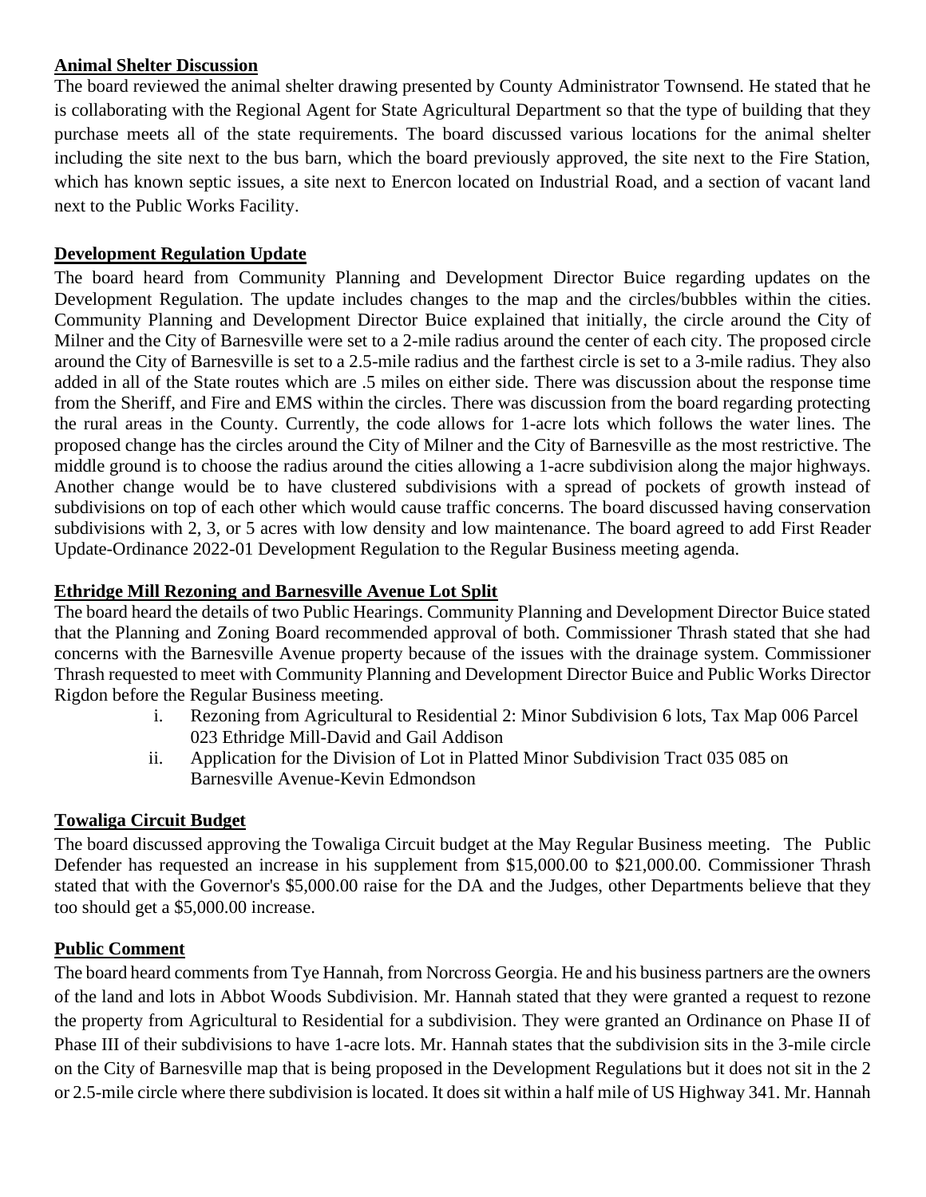**Animal Shelter Discussion**

The board reviewed the animal shelter drawing presented by County Administrator Townsend. He stated that he is collaborating with the Regional Agent for State Agricultural Department so that the type of building that they purchase meets all of the state requirements. The board discussed various locations for the animal shelter including the site next to the bus barn, which the board previously approved, the site next to the Fire Station, which has known septic issues, a site next to Enercon located on Industrial Road, and a section of vacant land next to the Public Works Facility.

**Development Regulation Update**

The board heard from Community Planning and Development Director Buice regarding updates on the Development Regulation. The update includes changes to the map and the circles/bubbles within the cities. Community Planning and Development Director Buice explained that initially, the circle around the City of Milner and the City of Barnesville were set to a 2-mile radius around the center of each city. The proposed circle around the City of Barnesville is set to a 2.5-mile radius and the farthest circle is set to a 3-mile radius. They also added in all of the State routes which are .5 miles on either side. There was discussion about the response time from the Sheriff, and Fire and EMS within the circles. There was discussion from the board regarding protecting the rural areas in the County. Currently, the code allows for 1-acre lots which follows the water lines. The proposed change has the circles around the City of Milner and the City of Barnesville as the most restrictive. The middle ground is to choose the radius around the cities allowing a 1-acre subdivision along the major highways. Another change would be to have clustered subdivisions with a spread of pockets of growth instead of subdivisions on top of each other which would cause traffic concerns. The board discussed having conservation subdivisions with 2, 3, or 5 acres with low density and low maintenance. The board agreed to add First Reader Update-Ordinance 2022-01 Development Regulation to the Regular Business meeting agenda.

**Ethridge Mill Rezoning and Barnesville Avenue Lot Split**

The board heard the details of two Public Hearings. Community Planning and Development Director Buice stated that the Planning and Zoning Board recommended approval of both. Commissioner Thrash stated that she had concerns with the Barnesville Avenue property because of the issues with the drainage system. Commissioner Thrash requested to meet with Community Planning and Development Director Buice and Public Works Director Rigdon before the Regular Business meeting.

i. Rezoning from Agricultural to Residential 2: Minor Subdivision 6 lots, Tax Map 006 Parcel 023 Ethridge Mill-David and Gail Addison
ii. Application for the Division of Lot in Platted Minor Subdivision Tract 035 085 on Barnesville Avenue-Kevin Edmondson

**Towaliga Circuit Budget**

The board discussed approving the Towaliga Circuit budget at the May Regular Business meeting. The Public Defender has requested an increase in his supplement from $15,000.00 to $21,000.00. Commissioner Thrash stated that with the Governor's $5,000.00 raise for the DA and the Judges, other Departments believe that they too should get a $5,000.00 increase.

**Public Comment**

The board heard comments from Tye Hannah, from Norcross Georgia. He and his business partners are the owners of the land and lots in Abbot Woods Subdivision. Mr. Hannah stated that they were granted a request to rezone the property from Agricultural to Residential for a subdivision. They were granted an Ordinance on Phase II of Phase III of their subdivisions to have 1-acre lots. Mr. Hannah states that the subdivision sits in the 3-mile circle on the City of Barnesville map that is being proposed in the Development Regulations but it does not sit in the 2 or 2.5-mile circle where there subdivision is located. It does sit within a half mile of US Highway 341. Mr. Hannah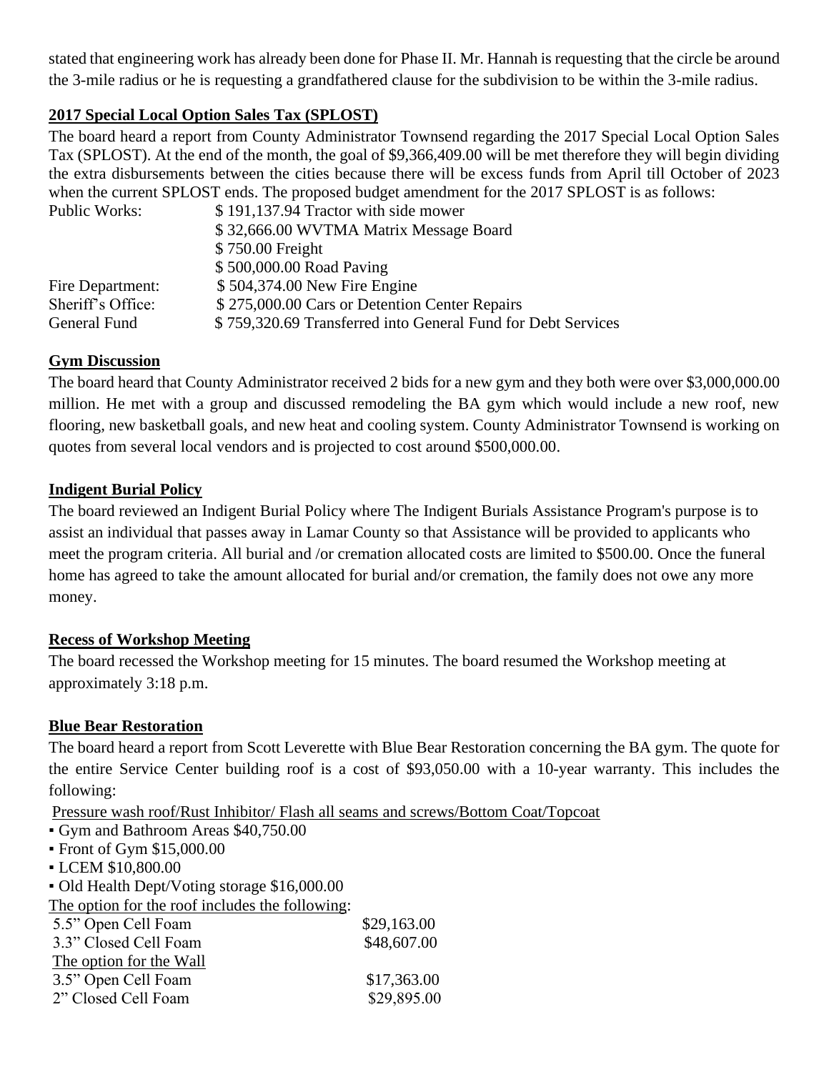stated that engineering work has already been done for Phase II. Mr. Hannah is requesting that the circle be around the 3-mile radius or he is requesting a grandfathered clause for the subdivision to be within the 3-mile radius.

**2017 Special Local Option Sales Tax (SPLOST)**

The board heard a report from County Administrator Townsend regarding the 2017 Special Local Option Sales Tax (SPLOST). At the end of the month, the goal of $9,366,409.00 will be met therefore they will begin dividing the extra disbursements between the cities because there will be excess funds from April till October of 2023 when the current SPLOST ends. The proposed budget amendment for the 2017 SPLOST is as follows:

| | |
|---|---|
| Public Works: | $ 191,137.94 Tractor with side mower |
| | $ 32,666.00 WVTMA Matrix Message Board |
| | $ 750.00 Freight |
| | $ 500,000.00 Road Paving |
| Fire Department: | $ 504,374.00 New Fire Engine |
| Sheriff's Office: | $ 275,000.00 Cars or Detention Center Repairs |
| General Fund | $ 759,320.69 Transferred into General Fund for Debt Services |

**Gym Discussion**

The board heard that County Administrator received 2 bids for a new gym and they both were over $3,000,000.00 million. He met with a group and discussed remodeling the BA gym which would include a new roof, new flooring, new basketball goals, and new heat and cooling system. County Administrator Townsend is working on quotes from several local vendors and is projected to cost around $500,000.00.

**Indigent Burial Policy**

The board reviewed an Indigent Burial Policy where The Indigent Burials Assistance Program's purpose is to assist an individual that passes away in Lamar County so that Assistance will be provided to applicants who meet the program criteria. All burial and /or cremation allocated costs are limited to $500.00. Once the funeral home has agreed to take the amount allocated for burial and/or cremation, the family does not owe any more money.

**Recess of Workshop Meeting**

The board recessed the Workshop meeting for 15 minutes. The board resumed the Workshop meeting at approximately 3:18 p.m.

**Blue Bear Restoration**

The board heard a report from Scott Leverette with Blue Bear Restoration concerning the BA gym. The quote for the entire Service Center building roof is a cost of $93,050.00 with a 10-year warranty. This includes the following:

Pressure wash roof/Rust Inhibitor/ Flash all seams and screws/Bottom Coat/Topcoat

- Gym and Bathroom Areas $40,750.00
- Front of Gym $15,000.00
- LCEM $10,800.00
- Old Health Dept/Voting storage $16,000.00

The option for the roof includes the following:

| | |
|---|---|
| 5.5" Open Cell Foam | $29,163.00 |
| 3.3" Closed Cell Foam | $48,607.00 |

The option for the Wall

| | |
|---|---|
| 3.5" Open Cell Foam | $17,363.00 |
| 2" Closed Cell Foam | $29,895.00 |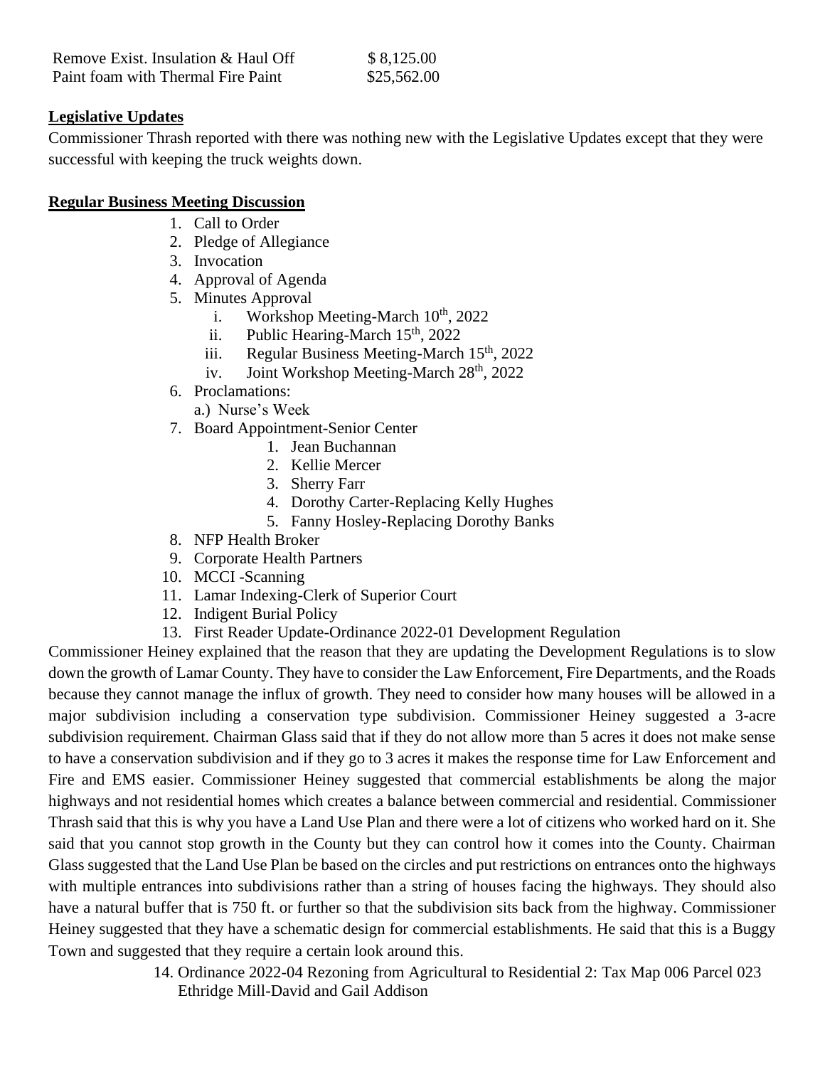| | |
|---|---|
| Remove Exist. Insulation & Haul Off | $ 8,125.00 |
| Paint foam with Thermal Fire Paint | $25,562.00 |

**Legislative Updates**

Commissioner Thrash reported with there was nothing new with the Legislative Updates except that they were successful with keeping the truck weights down.

**Regular Business Meeting Discussion**

1. Call to Order
2. Pledge of Allegiance
3. Invocation
4. Approval of Agenda
5. Minutes Approval
   i. Workshop Meeting-March 10th, 2022
   ii. Public Hearing-March 15th, 2022
   iii. Regular Business Meeting-March 15th, 2022
   iv. Joint Workshop Meeting-March 28th, 2022
6. Proclamations:
   a.) Nurse's Week
7. Board Appointment-Senior Center
   1. Jean Buchannan
   2. Kellie Mercer
   3. Sherry Farr
   4. Dorothy Carter-Replacing Kelly Hughes
   5. Fanny Hosley-Replacing Dorothy Banks
8. NFP Health Broker
9. Corporate Health Partners
10. MCCI -Scanning
11. Lamar Indexing-Clerk of Superior Court
12. Indigent Burial Policy
13. First Reader Update-Ordinance 2022-01 Development Regulation

Commissioner Heiney explained that the reason that they are updating the Development Regulations is to slow down the growth of Lamar County. They have to consider the Law Enforcement, Fire Departments, and the Roads because they cannot manage the influx of growth. They need to consider how many houses will be allowed in a major subdivision including a conservation type subdivision. Commissioner Heiney suggested a 3-acre subdivision requirement. Chairman Glass said that if they do not allow more than 5 acres it does not make sense to have a conservation subdivision and if they go to 3 acres it makes the response time for Law Enforcement and Fire and EMS easier. Commissioner Heiney suggested that commercial establishments be along the major highways and not residential homes which creates a balance between commercial and residential. Commissioner Thrash said that this is why you have a Land Use Plan and there were a lot of citizens who worked hard on it. She said that you cannot stop growth in the County but they can control how it comes into the County. Chairman Glass suggested that the Land Use Plan be based on the circles and put restrictions on entrances onto the highways with multiple entrances into subdivisions rather than a string of houses facing the highways. They should also have a natural buffer that is 750 ft. or further so that the subdivision sits back from the highway. Commissioner Heiney suggested that they have a schematic design for commercial establishments. He said that this is a Buggy Town and suggested that they require a certain look around this.

14. Ordinance 2022-04 Rezoning from Agricultural to Residential 2: Tax Map 006 Parcel 023 Ethridge Mill-David and Gail Addison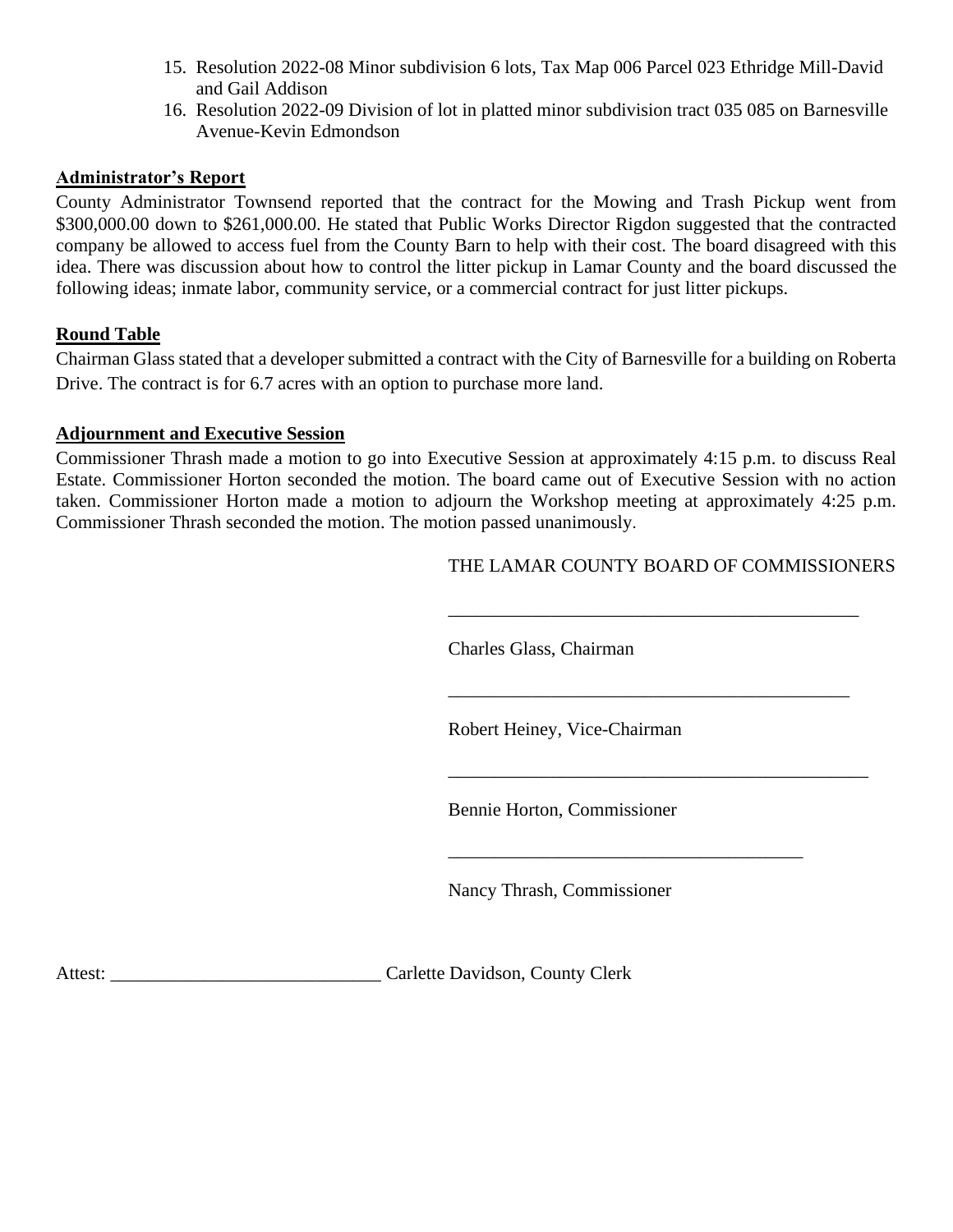15. Resolution 2022-08 Minor subdivision 6 lots, Tax Map 006 Parcel 023 Ethridge Mill-David and Gail Addison
16. Resolution 2022-09 Division of lot in platted minor subdivision tract 035 085 on Barnesville Avenue-Kevin Edmondson

**Administrator's Report**

County Administrator Townsend reported that the contract for the Mowing and Trash Pickup went from $300,000.00 down to $261,000.00. He stated that Public Works Director Rigdon suggested that the contracted company be allowed to access fuel from the County Barn to help with their cost. The board disagreed with this idea. There was discussion about how to control the litter pickup in Lamar County and the board discussed the following ideas; inmate labor, community service, or a commercial contract for just litter pickups.

**Round Table**

Chairman Glass stated that a developer submitted a contract with the City of Barnesville for a building on Roberta Drive. The contract is for 6.7 acres with an option to purchase more land.

**Adjournment and Executive Session**

Commissioner Thrash made a motion to go into Executive Session at approximately 4:15 p.m. to discuss Real Estate. Commissioner Horton seconded the motion. The board came out of Executive Session with no action taken. Commissioner Horton made a motion to adjourn the Workshop meeting at approximately 4:25 p.m. Commissioner Thrash seconded the motion. The motion passed unanimously.

THE LAMAR COUNTY BOARD OF COMMISSIONERS

_____________________________________________

Charles Glass, Chairman

_____________________________________________

Robert Heiney, Vice-Chairman

_____________________________________________

Bennie Horton, Commissioner

_____________________________________________

Nancy Thrash, Commissioner

Attest: _____________________________ Carlette Davidson, County Clerk